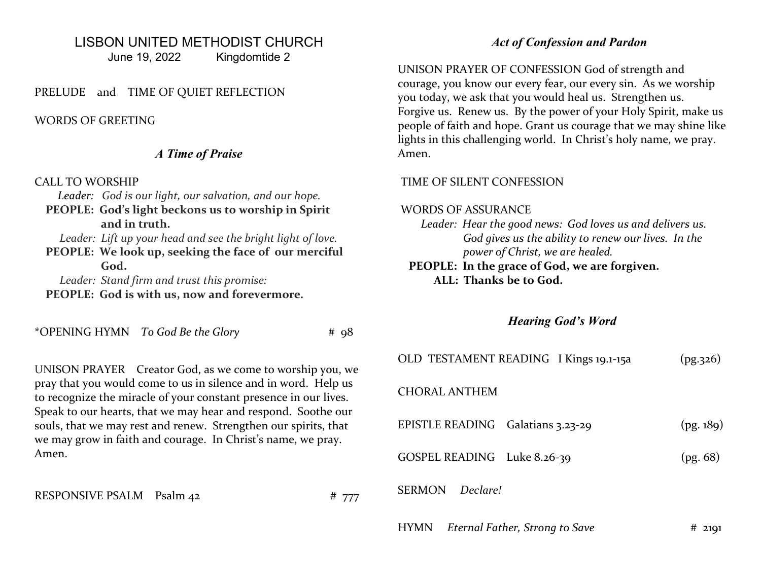# LISBON UNITED METHODIST CHURCH

June 19, 2022 Kingdomtide 2

PRELUDE and TIME OF QUIET REFLECTION

WORDS OF GREETING

### *A Time of Praise*

CALL TO WORSHIP

*Leader: God is our light, our salvation, and our hope.*
**PEOPLE: God's light beckons us to worship in Spirit and in truth.**
*Leader: Lift up your head and see the bright light of love.*
**PEOPLE: We look up, seeking the face of our merciful God.**
*Leader: Stand firm and trust this promise:*
**PEOPLE: God is with us, now and forevermore.**

*OPENING HYMN *To God Be the Glory* # 98

UNISON PRAYER Creator God, as we come to worship you, we pray that you would come to us in silence and in word. Help us to recognize the miracle of your constant presence in our lives. Speak to our hearts, that we may hear and respond. Soothe our souls, that we may rest and renew. Strengthen our spirits, that we may grow in faith and courage. In Christ's name, we pray. Amen.

RESPONSIVE PSALM Psalm 42 # 777

### *Act of Confession and Pardon*

UNISON PRAYER OF CONFESSION God of strength and courage, you know our every fear, our every sin. As we worship you today, we ask that you would heal us. Strengthen us. Forgive us. Renew us. By the power of your Holy Spirit, make us people of faith and hope. Grant us courage that we may shine like lights in this challenging world. In Christ's holy name, we pray. Amen.

TIME OF SILENT CONFESSION

WORDS OF ASSURANCE

*Leader: Hear the good news: God loves us and delivers us. God gives us the ability to renew our lives. In the power of Christ, we are healed.*
**PEOPLE: In the grace of God, we are forgiven.**
**ALL: Thanks be to God.**

### *Hearing God's Word*

OLD TESTAMENT READING I Kings 19.1-15a (pg.326)

CHORAL ANTHEM

EPISTLE READING Galatians 3.23-29 (pg. 189)

GOSPEL READING Luke 8.26-39 (pg. 68)

SERMON *Declare!*

HYMN *Eternal Father, Strong to Save* # 2191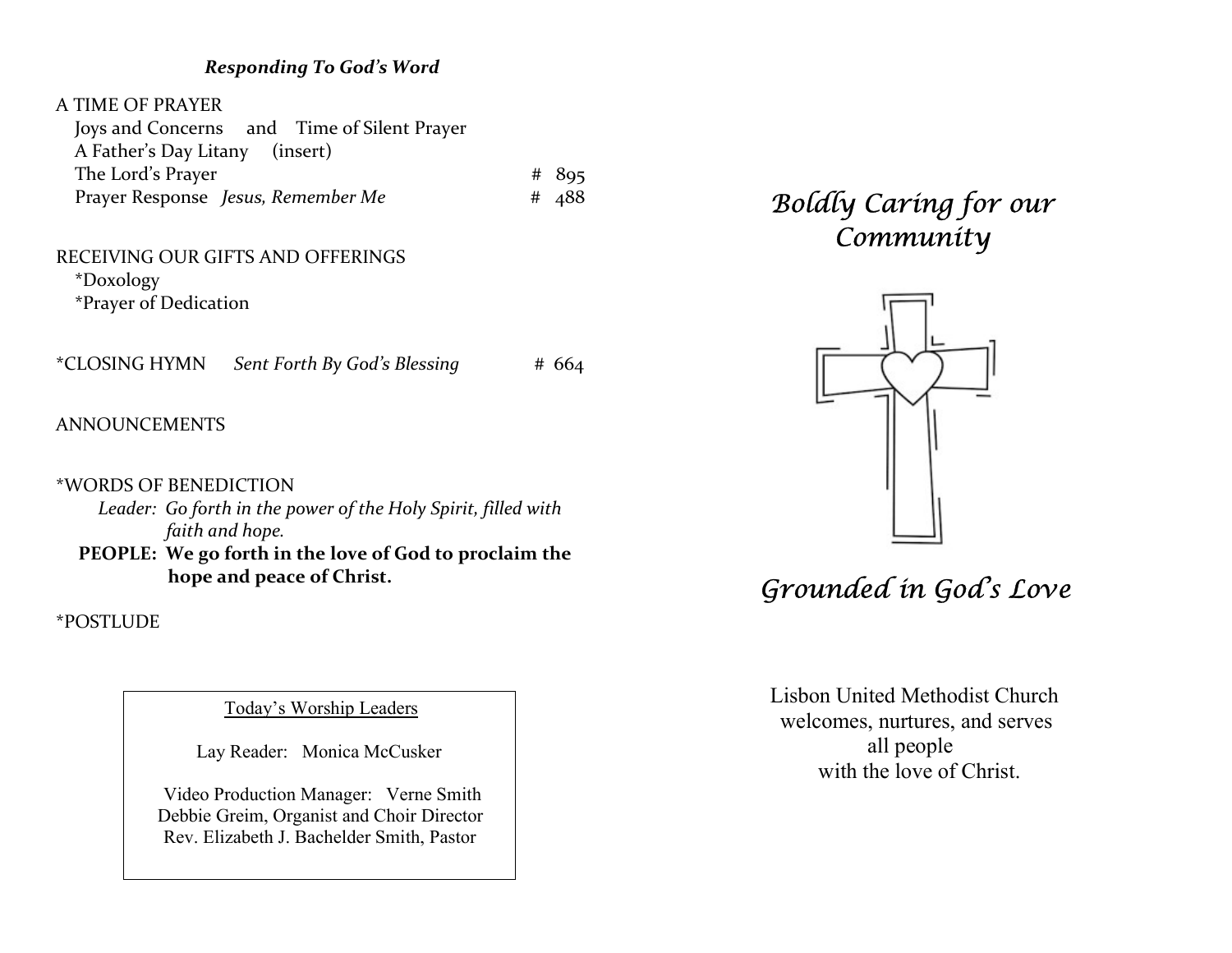### *Responding To God's Word*

A TIME OF PRAYER

Joys and Concerns and Time of Silent Prayer

A Father's Day Litany (insert)

The Lord's Prayer # 895

Prayer Response *Jesus, Remember Me* # 488

RECEIVING OUR GIFTS AND OFFERINGS

*Doxology

*Prayer of Dedication

*CLOSING HYMN *Sent Forth By God's Blessing* # 664

ANNOUNCEMENTS

*WORDS OF BENEDICTION

*Leader: Go forth in the power of the Holy Spirit, filled with faith and hope.*

**PEOPLE: We go forth in the love of God to proclaim the hope and peace of Christ.**

*POSTLUDE

Today's Worship Leaders

Lay Reader: Monica McCusker

Video Production Manager: Verne Smith
Debbie Greim, Organist and Choir Director
Rev. Elizabeth J. Bachelder Smith, Pastor

# *Boldly Caring for our Community*

# *Grounded in God's Love*

Lisbon United Methodist Church
welcomes, nurtures, and serves
all people
with the love of Christ.